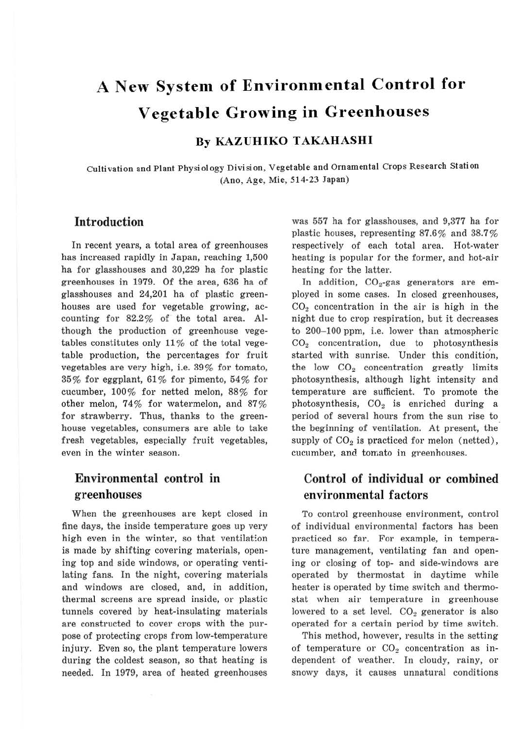# A New System of Environmental Control for Vegetable Growing in Greenhouses

**By KAZUHIKO TAKAHASHI**

Cultivation and Plant Physiology Division, Vegetable and Ornamental Crops Research Station (Ano, Age, Mie, 514-23 Japan)

## Introduction

In recent years, a total area of greenhouses has increased rapidly in Japan, reaching 1,500 ha for glasshouses and 30,229 ha for plastic greenhouses in 1979. Of the area, 636 ha of glasshouses and 24,201 ha of plastic greenhouses are used for vegetable growing, accounting for 82.2% of the total area. Although the production of greenhouse vegetables constitutes only 11% of the total vegetable production, the percentages for fruit vegetables are very high, i.e. 39% for tomato, 35% for eggplant, 61% for pimento, 54% for cucumber, 100% for netted melon, 88% for other melon, 74% for watermelon, and 87% for strawberry. Thus, thanks to the greenhouse vegetables, consumers are able to take fresh vegetables, especially fruit vegetables, even in the winter season.

## Environmental control in greenhouses

When the greenhouses are kept closed in fine days, the inside temperature goes up very high even in the winter, so that ventilation is made by shifting covering materials, opening top and side windows, or operating ventilating fans. In the night, covering materials and windows are closed, and, in addition, thermal screens are spread inside, or plastic tunnels covered by heat-insulating materials are constructed to cover crops with the purpose of protecting crops from low-temperature injury. Even so, the plant temperature lowers during the coldest season, so that heating is needed. In 1979, area of heated greenhouses was 557 ha for glasshouses, and 9,377 ha for plastic houses, representing 87.6% and 38.7% respectively of each total area. Hot-water heating is popular for the former, and hot-air heating for the latter.

In addition, $CO_2$-gas generators are employed in some cases. In closed greenhouses, $CO_2$ concentration in the air is high in the night due to crop respiration, but it decreases to 200–100 ppm, i.e. lower than atmospheric $CO_2$ concentration, due to photosynthesis started with sunrise. Under this condition, the low $CO_2$ concentration greatly limits photosynthesis, although light intensity and temperature are sufficient. To promote the photosynthesis, $CO_2$ is enriched during a period of several hours from the sun rise to the beginning of ventilation. At present, the supply of $CO_2$ is practiced for melon (netted), cucumber, and tomato in greenhouses.

## Control of individual or combined environmental factors

To control greenhouse environment, control of individual environmental factors has been practiced so far. For example, in temperature management, ventilating fan and opening or closing of top- and side-windows are operated by thermostat in daytime while heater is operated by time switch and thermostat when air temperature in greenhouse lowered to a set level. $CO_2$ generator is also operated for a certain period by time switch.

This method, however, results in the setting of temperature or $CO_2$ concentration as independent of weather. In cloudy, rainy, or snowy days, it causes unnatural conditions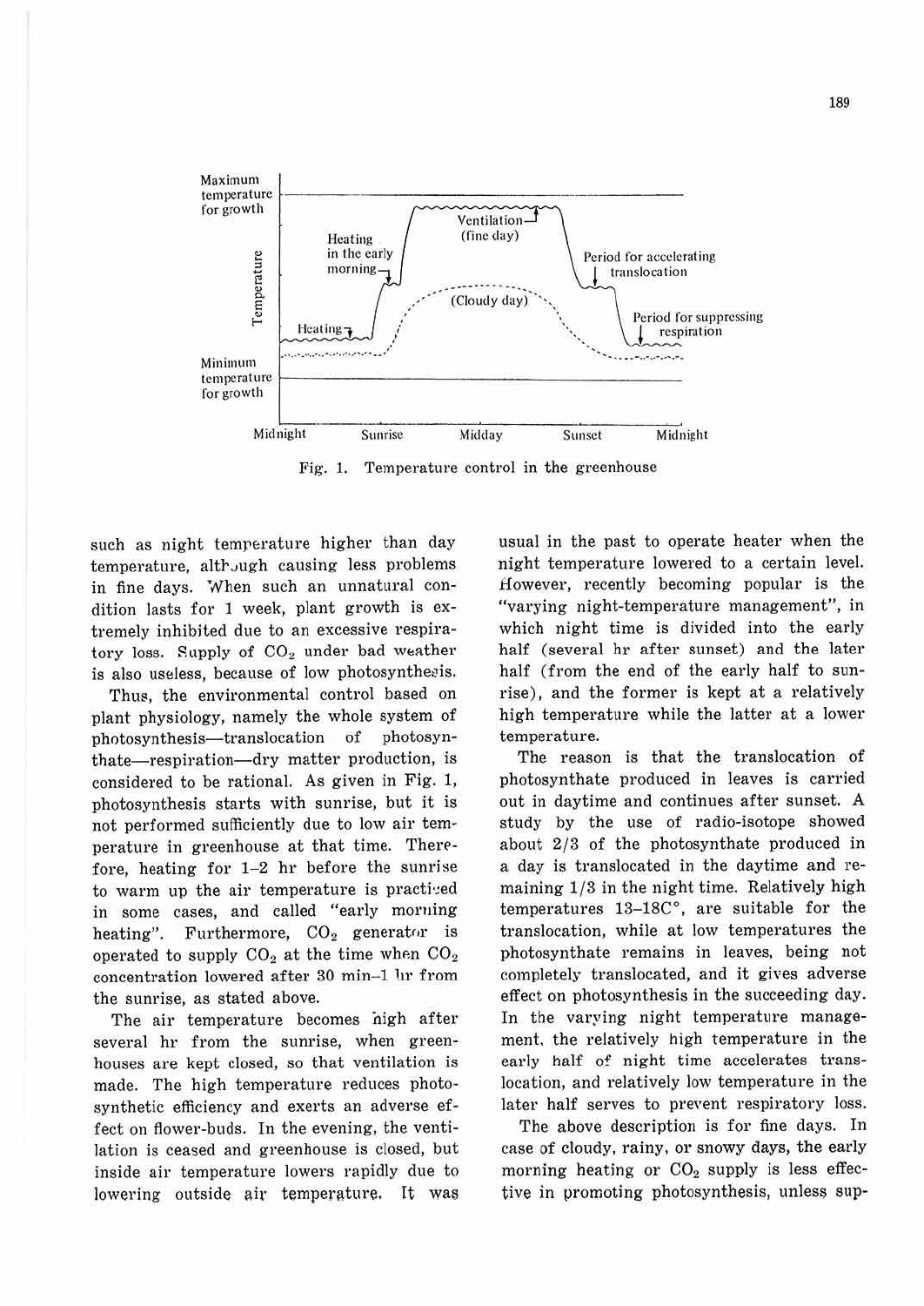Fig. 1. Temperature control in the greenhouse

such as night temperature higher than day temperature, although causing less problems in fine days. When such an unnatural condition lasts for 1 week, plant growth is extremely inhibited due to an excessive respiratory loss. Supply of $CO_2$ under bad weather is also useless, because of low photosynthesis.

Thus, the environmental control based on plant physiology, namely the whole system of photosynthesis—translocation of photosynthate—respiration—dry matter production, is considered to be rational. As given in Fig. 1, photosynthesis starts with sunrise, but it is not performed sufficiently due to low air temperature in greenhouse at that time. Therefore, heating for 1–2 hr before the sunrise to warm up the air temperature is practiced in some cases, and called "early morning heating". Furthermore, $CO_2$ generator is operated to supply $CO_2$ at the time when $CO_2$ concentration lowered after 30 min–1 hr from the sunrise, as stated above.

The air temperature becomes high after several hr from the sunrise, when greenhouses are kept closed, so that ventilation is made. The high temperature reduces photosynthetic efficiency and exerts an adverse effect on flower-buds. In the evening, the ventilation is ceased and greenhouse is closed, but inside air temperature lowers rapidly due to lowering outside air temperature. It was usual in the past to operate heater when the night temperature lowered to a certain level. However, recently becoming popular is the "varying night-temperature management", in which night time is divided into the early half (several hr after sunset) and the later half (from the end of the early half to sunrise), and the former is kept at a relatively high temperature while the latter at a lower temperature.

The reason is that the translocation of photosynthate produced in leaves is carried out in daytime and continues after sunset. A study by the use of radio-isotope showed about 2/3 of the photosynthate produced in a day is translocated in the daytime and remaining 1/3 in the night time. Relatively high temperatures 13–18C°, are suitable for the translocation, while at low temperatures the photosynthate remains in leaves, being not completely translocated, and it gives adverse effect on photosynthesis in the succeeding day. In the varying night temperature management, the relatively high temperature in the early half of night time accelerates translocation, and relatively low temperature in the later half serves to prevent respiratory loss.

The above description is for fine days. In case of cloudy, rainy, or snowy days, the early morning heating or $CO_2$ supply is less effective in promoting photosynthesis, unless sup-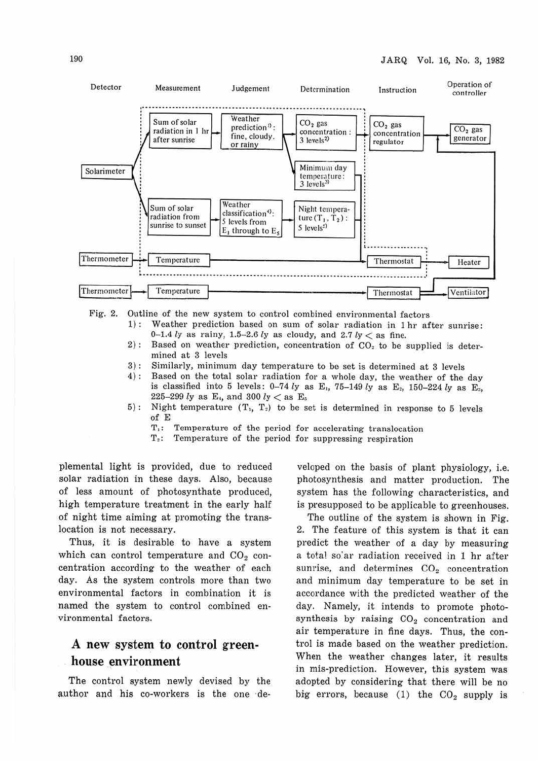Detector | Measurement | Judgement | Determination | Instruction | Operation of controller

Solarimeter → Sum of solar radiation in 1 hr after sunrise → Weather prediction[1]: fine, cloudy, or rainy → $CO_2$ gas concentration: 3 levels[2] → $CO_2$ gas concentration regulator → $CO_2$ gas generator

Weather prediction → Minimum day temperature: 3 levels[3] → Thermostat

Solarimeter → Sum of solar radiation from sunrise to sunset → Weather classification[4]: 5 levels from $E_1$ through to $E_5$ → Night temperature ($T_1$, $T_2$): 5 levels[5] → Thermostat

Thermometer → Temperature → Thermostat → Heater

Thermometer → Temperature → Thermostat → Ventilator

Fig. 2. Outline of the new system to control combined environmental factors

1): Weather prediction based on sum of solar radiation in 1 hr after sunrise: 0–1.4 *ly* as rainy, 1.5–2.6 *ly* as cloudy, and 2.7 *ly* < as fine.

2): Based on weather prediction, concentration of $CO_2$ to be supplied is determined at 3 levels

3): Similarly, minimum day temperature to be set is determined at 3 levels

4): Based on the total solar radiation for a whole day, the weather of the day is classified into 5 levels: 0–74 *ly* as $E_1$, 75–149 *ly* as $E_2$, 150–224 *ly* as $E_3$, 225–299 *ly* as $E_4$, and 300 *ly* < as $E_5$

5): Night temperature ($T_1$, $T_2$) to be set is determined in response to 5 levels of E

$T_1$: Temperature of the period for accelerating translocation
$T_2$: Temperature of the period for suppressing respiration

plemental light is provided, due to reduced solar radiation in these days. Also, because of less amount of photosynthate produced, high temperature treatment in the early half of night time aiming at promoting the translocation is not necessary.

Thus, it is desirable to have a system which can control temperature and $CO_2$ concentration according to the weather of each day. As the system controls more than two environmental factors in combination it is named the system to control combined environmental factors.

## A new system to control greenhouse environment

The control system newly devised by the author and his co-workers is the one developed on the basis of plant physiology, i.e. photosynthesis and matter production. The system has the following characteristics, and is presupposed to be applicable to greenhouses.

The outline of the system is shown in Fig. 2. The feature of this system is that it can predict the weather of a day by measuring a total solar radiation received in 1 hr after sunrise, and determines $CO_2$ concentration and minimum day temperature to be set in accordance with the predicted weather of the day. Namely, it intends to promote photosynthesis by raising $CO_2$ concentration and air temperature in fine days. Thus, the control is made based on the weather prediction. When the weather changes later, it results in mis-prediction. However, this system was adopted by considering that there will be no big errors, because (1) the $CO_2$ supply is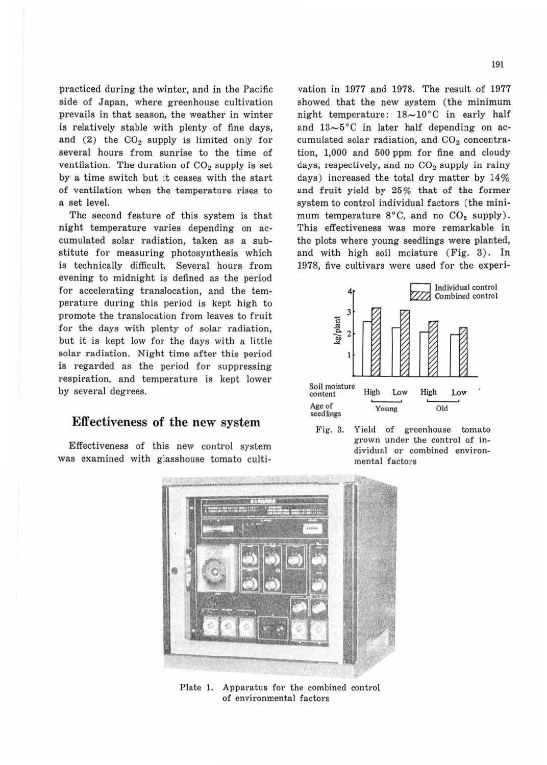practiced during the winter, and in the Pacific side of Japan, where greenhouse cultivation prevails in that season, the weather in winter is relatively stable with plenty of fine days, and (2) the $CO_2$ supply is limited only for several hours from sunrise to the time of ventilation. The duration of $CO_2$ supply is set by a time switch but it ceases with the start of ventilation when the temperature rises to a set level.

The second feature of this system is that night temperature varies depending on accumulated solar radiation, taken as a substitute for measuring photosynthesis which is technically difficult. Several hours from evening to midnight is defined as the period for accelerating translocation, and the temperature during this period is kept high to promote the translocation from leaves to fruit for the days with plenty of solar radiation, but it is kept low for the days with a little solar radiation. Night time after this period is regarded as the period for suppressing respiration, and temperature is kept lower by several degrees.

## Effectiveness of the new system

Effectiveness of this new control system was examined with glasshouse tomato cultivation in 1977 and 1978. The result of 1977 showed that the new system (the minimum night temperature: 18~10°C in early half and 13~5°C in later half depending on accumulated solar radiation, and $CO_2$ concentration, 1,000 and 500 ppm for fine and cloudy days, respectively, and no $CO_2$ supply in rainy days) increased the total dry matter by 14% and fruit yield by 25% that of the former system to control individual factors (the minimum temperature 8°C, and no $CO_2$ supply). This effectiveness was more remarkable in the plots where young seedlings were planted, and with high soil moisture (Fig. 3). In 1978, five cultivars were used for the experi-

Fig. 3. Yield of greenhouse tomato grown under the control of individual or combined environmental factors

Plate 1. Apparatus for the combined control of environmental factors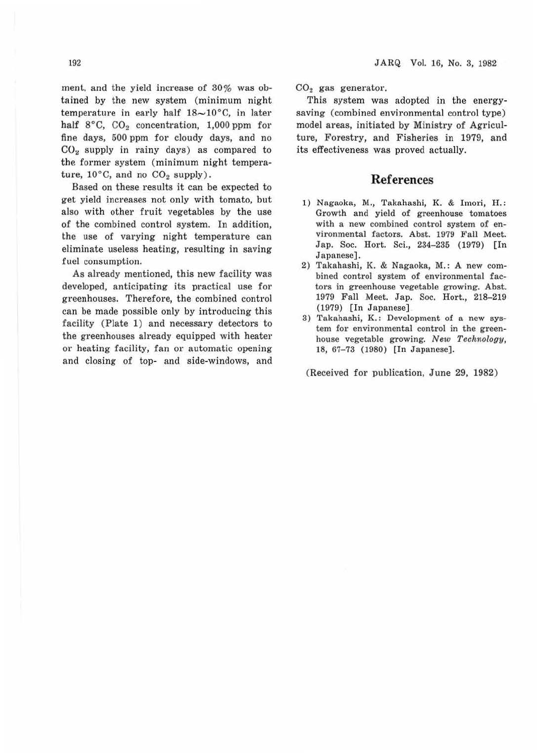ment, and the yield increase of 30% was obtained by the new system (minimum night temperature in early half 18~10°C, in later half 8°C, $CO_2$ concentration, 1,000 ppm for fine days, 500 ppm for cloudy days, and no $CO_2$ supply in rainy days) as compared to the former system (minimum night temperature, 10°C, and no $CO_2$ supply).

Based on these results it can be expected to get yield increases not only with tomato, but also with other fruit vegetables by the use of the combined control system. In addition, the use of varying night temperature can eliminate useless heating, resulting in saving fuel consumption.

As already mentioned, this new facility was developed, anticipating its practical use for greenhouses. Therefore, the combined control can be made possible only by introducing this facility (Plate 1) and necessary detectors to the greenhouses already equipped with heater or heating facility, fan or automatic opening and closing of top- and side-windows, and $CO_2$ gas generator.

This system was adopted in the energy-saving (combined environmental control type) model areas, initiated by Ministry of Agriculture, Forestry, and Fisheries in 1979, and its effectiveness was proved actually.

## References

1) Nagaoka, M., Takahashi, K. & Imori, H.: Growth and yield of greenhouse tomatoes with a new combined control system of environmental factors. Abst. 1979 Fall Meet. Jap. Soc. Hort. Sci., 234–235 (1979) [In Japanese].
2) Takahashi, K. & Nagaoka, M.: A new combined control system of environmental factors in greenhouse vegetable growing. Abst. 1979 Fall Meet. Jap. Soc. Hort., 218–219 (1979) [In Japanese]
3) Takahashi, K.: Development of a new system for environmental control in the greenhouse vegetable growing. *New Technology*, 18, 67–73 (1980) [In Japanese].

(Received for publication, June 29, 1982)